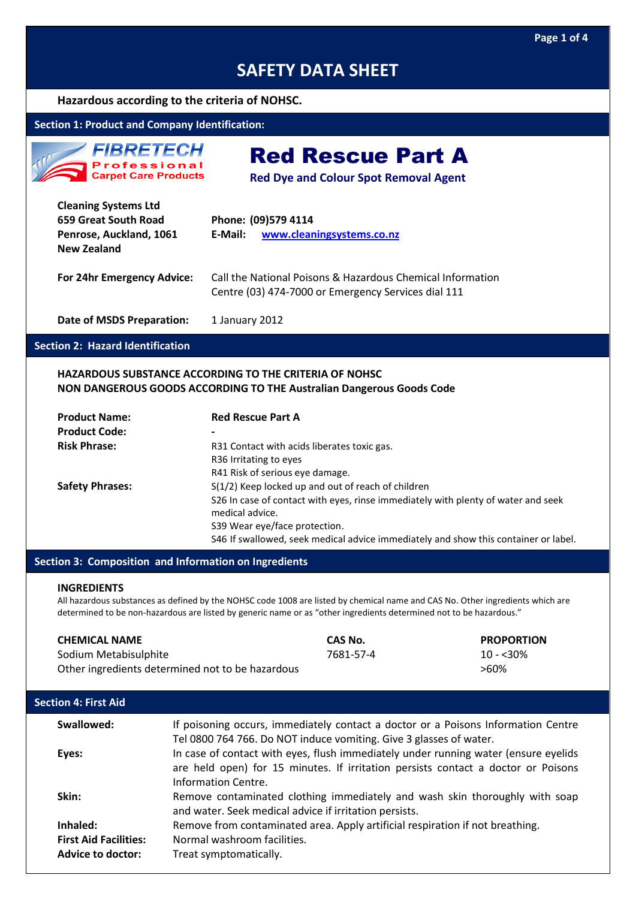# SAFETY DATA SHEET

**Hazardous according to the criteria of NOHSC.**

## Section 1: Product and Company Identification:

FIBRETECH Professional Carpet Care Products

# Red Rescue Part A

**Red Dye and Colour Spot Removal Agent**

**Cleaning Systems Ltd**
**659 Great South Road**
**Penrose, Auckland, 1061**
**New Zealand**

**Phone:** (09)579 4114
**E-Mail:** www.cleaningsystems.co.nz

**For 24hr Emergency Advice:** Call the National Poisons & Hazardous Chemical Information Centre (03) 474-7000 or Emergency Services dial 111

**Date of MSDS Preparation:** 1 January 2012

## Section 2: Hazard Identification

**HAZARDOUS SUBSTANCE ACCORDING TO THE CRITERIA OF NOHSC**
**NON DANGEROUS GOODS ACCORDING TO THE Australian Dangerous Goods Code**

**Product Name:** Red Rescue Part A

**Product Code:** -

**Risk Phrase:**
R31 Contact with acids liberates toxic gas.
R36 Irritating to eyes
R41 Risk of serious eye damage.

**Safety Phrases:**
S(1/2) Keep locked up and out of reach of children
S26 In case of contact with eyes, rinse immediately with plenty of water and seek medical advice.
S39 Wear eye/face protection.
S46 If swallowed, seek medical advice immediately and show this container or label.

## Section 3: Composition and Information on Ingredients

**INGREDIENTS**

All hazardous substances as defined by the NOHSC code 1008 are listed by chemical name and CAS No. Other ingredients which are determined to be non-hazardous are listed by generic name or as "other ingredients determined not to be hazardous."

| CHEMICAL NAME | CAS No. | PROPORTION |
|---|---|---|
| Sodium Metabisulphite | 7681-57-4 | 10 - <30% |
| Other ingredients determined not to be hazardous | | >60% |

## Section 4: First Aid

**Swallowed:** If poisoning occurs, immediately contact a doctor or a Poisons Information Centre Tel 0800 764 766. Do NOT induce vomiting. Give 3 glasses of water.

**Eyes:** In case of contact with eyes, flush immediately under running water (ensure eyelids are held open) for 15 minutes. If irritation persists contact a doctor or Poisons Information Centre.

**Skin:** Remove contaminated clothing immediately and wash skin thoroughly with soap and water. Seek medical advice if irritation persists.

**Inhaled:** Remove from contaminated area. Apply artificial respiration if not breathing.

**First Aid Facilities:** Normal washroom facilities.

**Advice to doctor:** Treat symptomatically.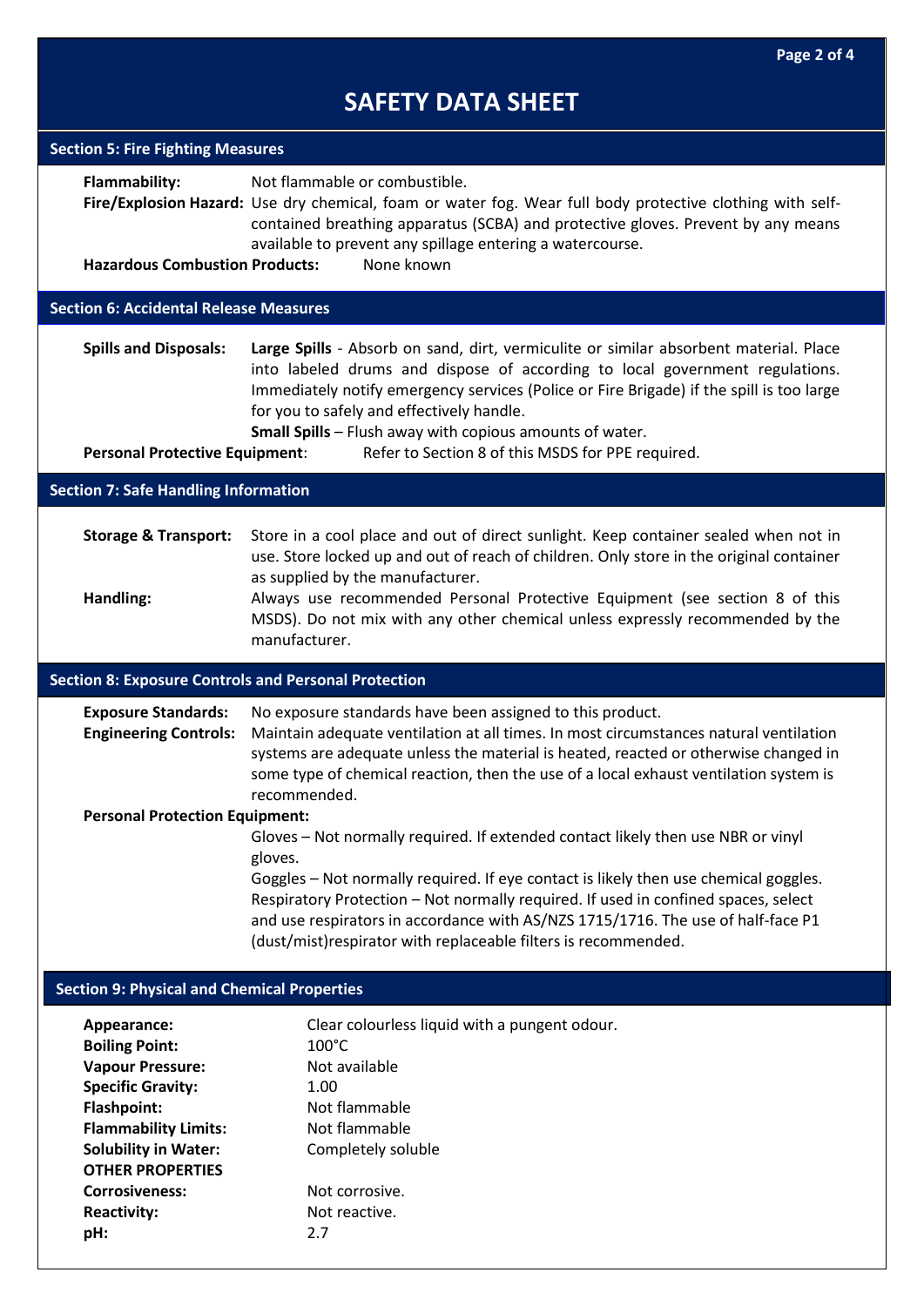# SAFETY DATA SHEET

## Section 5: Fire Fighting Measures

**Flammability:** Not flammable or combustible.

**Fire/Explosion Hazard:** Use dry chemical, foam or water fog. Wear full body protective clothing with self-contained breathing apparatus (SCBA) and protective gloves. Prevent by any means available to prevent any spillage entering a watercourse.

**Hazardous Combustion Products:** None known

## Section 6: Accidental Release Measures

**Spills and Disposals:** **Large Spills** - Absorb on sand, dirt, vermiculite or similar absorbent material. Place into labeled drums and dispose of according to local government regulations. Immediately notify emergency services (Police or Fire Brigade) if the spill is too large for you to safely and effectively handle.

**Small Spills** – Flush away with copious amounts of water.

**Personal Protective Equipment**: Refer to Section 8 of this MSDS for PPE required.

## Section 7: Safe Handling Information

**Storage & Transport:** Store in a cool place and out of direct sunlight. Keep container sealed when not in use. Store locked up and out of reach of children. Only store in the original container as supplied by the manufacturer.

**Handling:** Always use recommended Personal Protective Equipment (see section 8 of this MSDS). Do not mix with any other chemical unless expressly recommended by the manufacturer.

## Section 8: Exposure Controls and Personal Protection

**Exposure Standards:** No exposure standards have been assigned to this product.

**Engineering Controls:** Maintain adequate ventilation at all times. In most circumstances natural ventilation systems are adequate unless the material is heated, reacted or otherwise changed in some type of chemical reaction, then the use of a local exhaust ventilation system is recommended.

**Personal Protection Equipment:**

Gloves – Not normally required. If extended contact likely then use NBR or vinyl gloves.

Goggles – Not normally required. If eye contact is likely then use chemical goggles.

Respiratory Protection – Not normally required. If used in confined spaces, select and use respirators in accordance with AS/NZS 1715/1716. The use of half-face P1 (dust/mist)respirator with replaceable filters is recommended.

## Section 9: Physical and Chemical Properties

**Appearance:** Clear colourless liquid with a pungent odour.

**Boiling Point:** 100°C

**Vapour Pressure:** Not available

**Specific Gravity:** 1.00

**Flashpoint:** Not flammable

**Flammability Limits:** Not flammable

**Solubility in Water:** Completely soluble

**OTHER PROPERTIES**

**Corrosiveness:** Not corrosive.

**Reactivity:** Not reactive.

**pH:** 2.7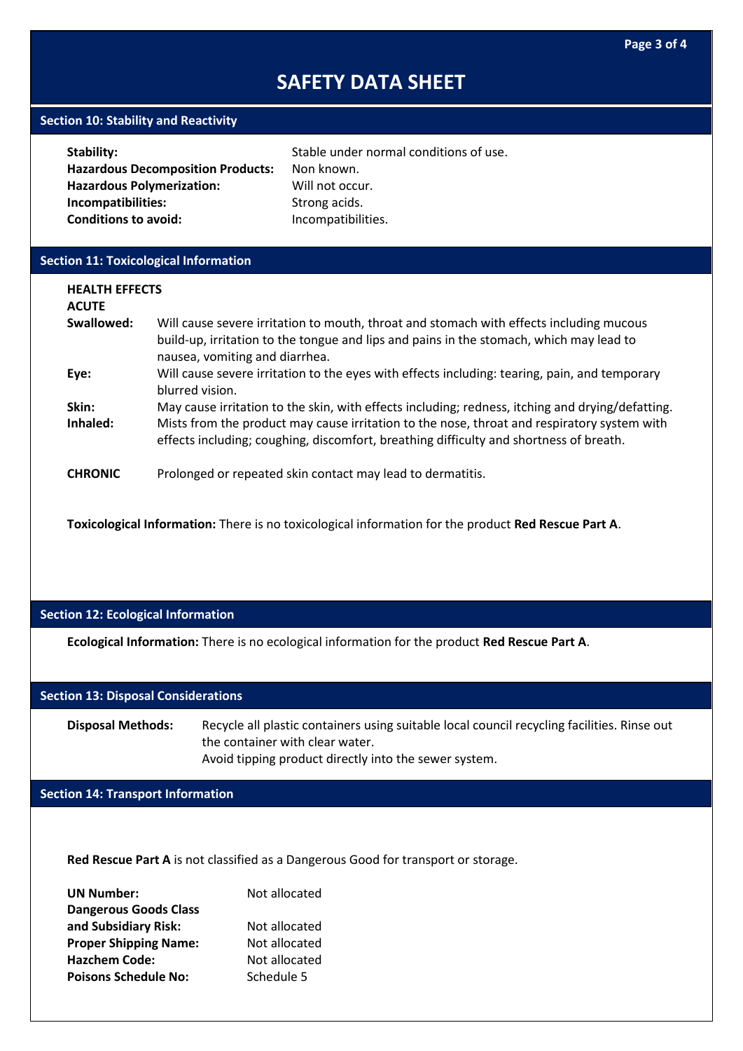# SAFETY DATA SHEET

## Section 10: Stability and Reactivity

**Stability:** Stable under normal conditions of use.
**Hazardous Decomposition Products:** Non known.
**Hazardous Polymerization:** Will not occur.
**Incompatibilities:** Strong acids.
**Conditions to avoid:** Incompatibilities.

## Section 11: Toxicological Information

**HEALTH EFFECTS**
**ACUTE**

**Swallowed:** Will cause severe irritation to mouth, throat and stomach with effects including mucous build-up, irritation to the tongue and lips and pains in the stomach, which may lead to nausea, vomiting and diarrhea.

**Eye:** Will cause severe irritation to the eyes with effects including: tearing, pain, and temporary blurred vision.

**Skin:** May cause irritation to the skin, with effects including; redness, itching and drying/defatting.

**Inhaled:** Mists from the product may cause irritation to the nose, throat and respiratory system with effects including; coughing, discomfort, breathing difficulty and shortness of breath.

**CHRONIC** Prolonged or repeated skin contact may lead to dermatitis.

**Toxicological Information:** There is no toxicological information for the product **Red Rescue Part A**.

## Section 12: Ecological Information

**Ecological Information:** There is no ecological information for the product **Red Rescue Part A**.

## Section 13: Disposal Considerations

**Disposal Methods:** Recycle all plastic containers using suitable local council recycling facilities. Rinse out the container with clear water.
Avoid tipping product directly into the sewer system.

## Section 14: Transport Information

**Red Rescue Part A** is not classified as a Dangerous Good for transport or storage.

**UN Number:** Not allocated
**Dangerous Goods Class and Subsidiary Risk:** Not allocated
**Proper Shipping Name:** Not allocated
**Hazchem Code:** Not allocated
**Poisons Schedule No:** Schedule 5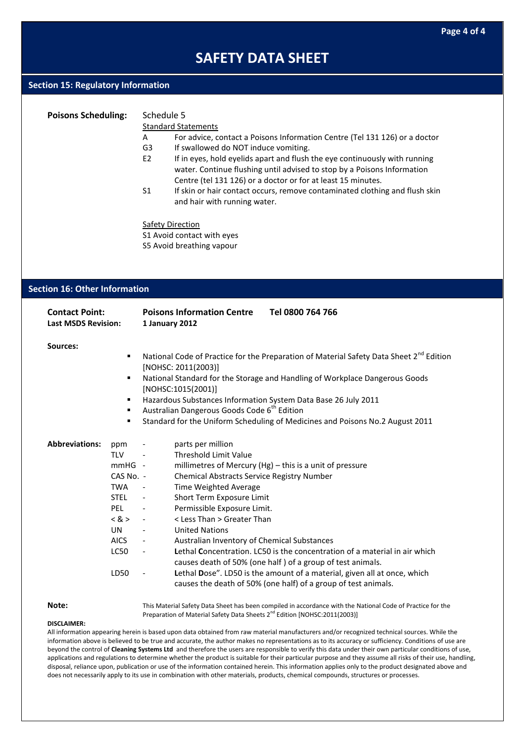# SAFETY DATA SHEET

## Section 15: Regulatory Information

**Poisons Scheduling:** Schedule 5

Standard Statements

| | |
|---|---|
| A | For advice, contact a Poisons Information Centre (Tel 131 126) or a doctor |
| G3 | If swallowed do NOT induce vomiting. |
| E2 | If in eyes, hold eyelids apart and flush the eye continuously with running water. Continue flushing until advised to stop by a Poisons Information Centre (tel 131 126) or a doctor or for at least 15 minutes. |
| S1 | If skin or hair contact occurs, remove contaminated clothing and flush skin and hair with running water. |

Safety Direction

S1 Avoid contact with eyes

S5 Avoid breathing vapour

## Section 16: Other Information

**Contact Point:** **Poisons Information Centre** **Tel 0800 764 766**

**Last MSDS Revision:** **1 January 2012**

**Sources:**

- National Code of Practice for the Preparation of Material Safety Data Sheet 2nd Edition [NOHSC: 2011(2003)]
- National Standard for the Storage and Handling of Workplace Dangerous Goods [NOHSC:1015(2001)]
- Hazardous Substances Information System Data Base 26 July 2011
- Australian Dangerous Goods Code 6th Edition
- Standard for the Uniform Scheduling of Medicines and Poisons No.2 August 2011

**Abbreviations:**

| | | |
|---|---|---|
| ppm | - | parts per million |
| TLV | - | Threshold Limit Value |
| mmHG | - | millimetres of Mercury (Hg) – this is a unit of pressure |
| CAS No. | - | Chemical Abstracts Service Registry Number |
| TWA | - | Time Weighted Average |
| STEL | - | Short Term Exposure Limit |
| PEL | - | Permissible Exposure Limit. |
| < & > | - | < Less Than > Greater Than |
| UN | - | United Nations |
| AICS | - | Australian Inventory of Chemical Substances |
| LC50 | - | **L**ethal **C**oncentration. LC50 is the concentration of a material in air which causes death of 50% (one half ) of a group of test animals. |
| LD50 | - | **L**ethal **D**ose". LD50 is the amount of a material, given all at once, which causes the death of 50% (one half) of a group of test animals. |

**Note:** This Material Safety Data Sheet has been compiled in accordance with the National Code of Practice for the Preparation of Material Safety Data Sheets 2nd Edition [NOHSC:2011(2003)]

**DISCLAIMER:**

All information appearing herein is based upon data obtained from raw material manufacturers and/or recognized technical sources. While the information above is believed to be true and accurate, the author makes no representations as to its accuracy or sufficiency. Conditions of use are beyond the control of **Cleaning Systems Ltd** and therefore the users are responsible to verify this data under their own particular conditions of use, applications and regulations to determine whether the product is suitable for their particular purpose and they assume all risks of their use, handling, disposal, reliance upon, publication or use of the information contained herein. This information applies only to the product designated above and does not necessarily apply to its use in combination with other materials, products, chemical compounds, structures or processes.